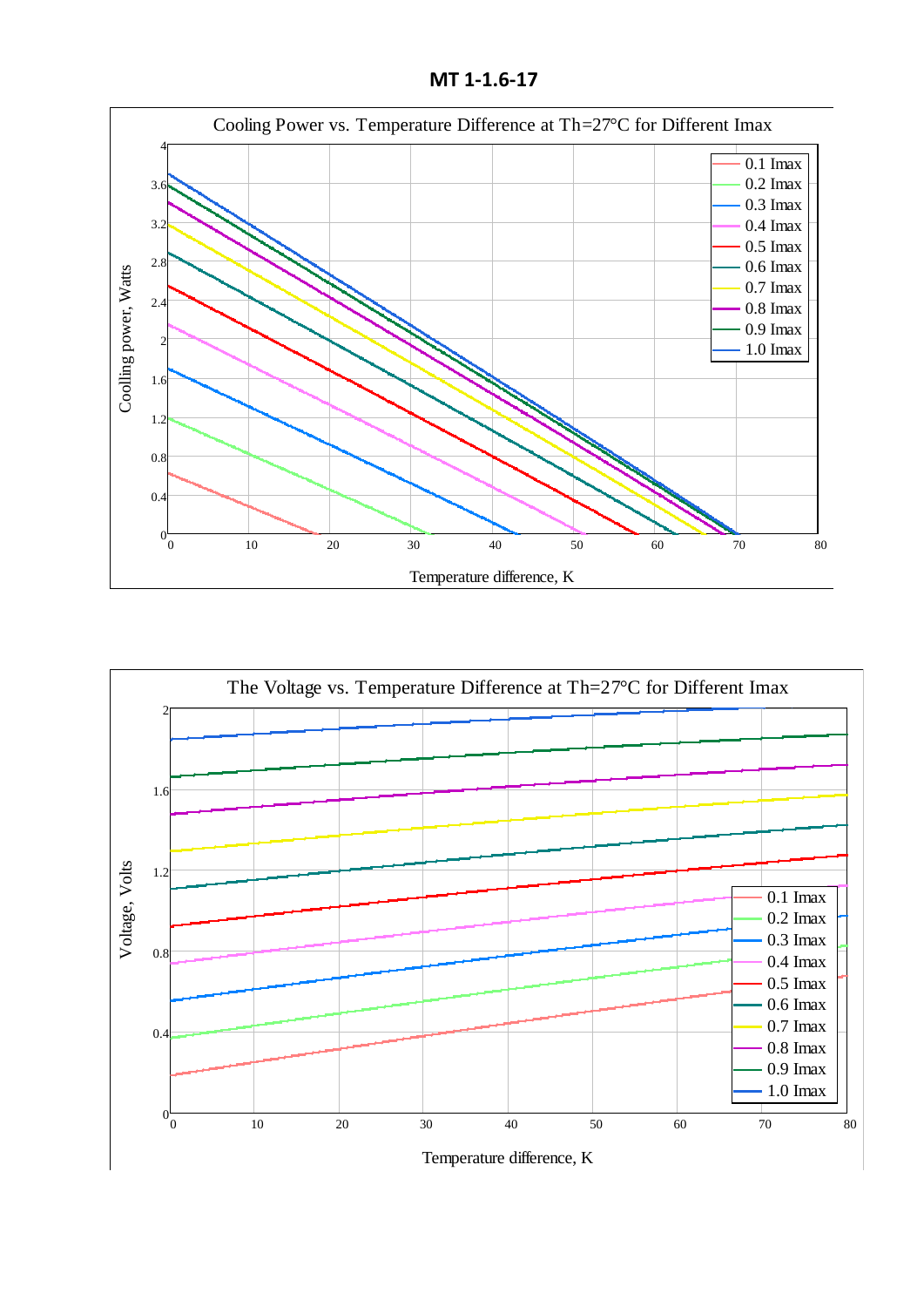**MT 1-1.6-17**

Cooling Power vs. Temperature Difference at Th=27°C for Different Imax

Coolling power, Watts

Temperature difference, K

0.1 Imax
0.2 Imax
0.3 Imax
0.4 Imax
0.5 Imax
0.6 Imax
0.7 Imax
0.8 Imax
0.9 Imax
1.0 Imax

The Voltage vs. Temperature Difference at Th=27°C for Different Imax

Voltage, Volts

Temperature difference, K

0.1 Imax
0.2 Imax
0.3 Imax
0.4 Imax
0.5 Imax
0.6 Imax
0.7 Imax
0.8 Imax
0.9 Imax
1.0 Imax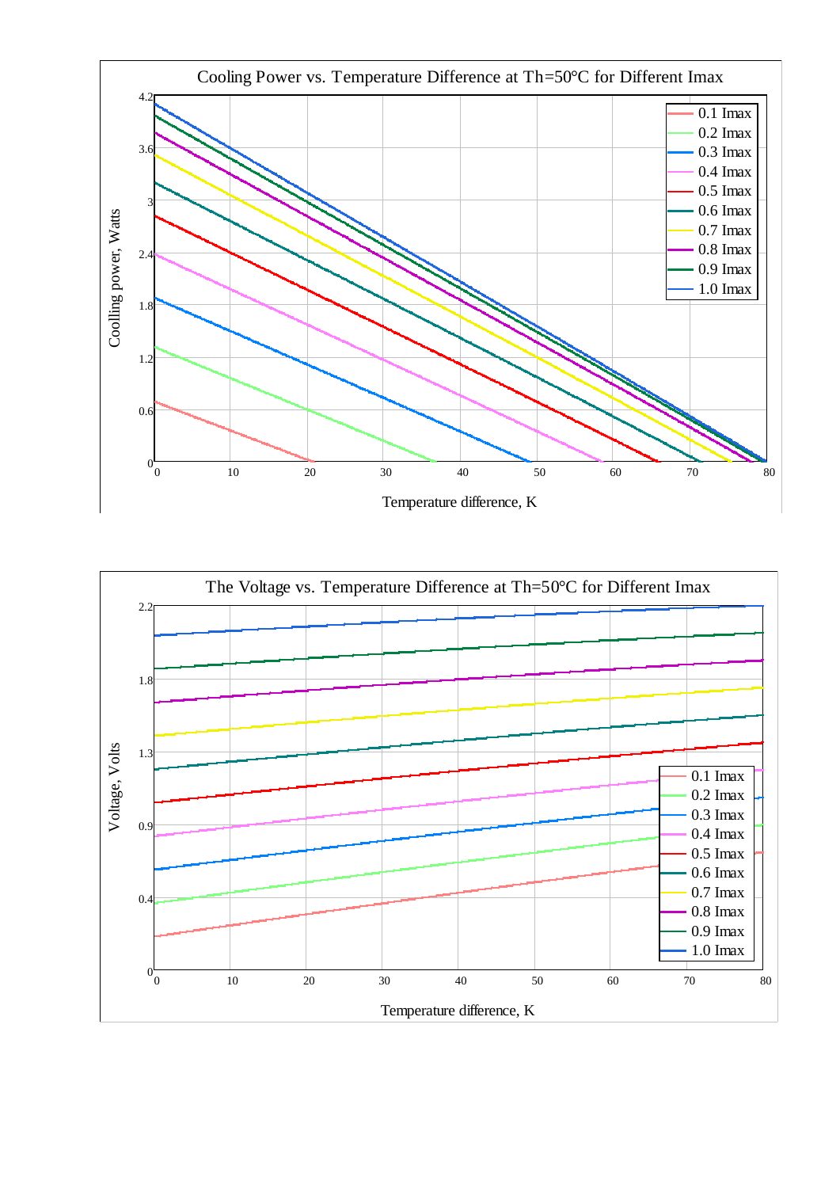Cooling Power vs. Temperature Difference at Th=50°C for Different Imax

Coolling power, Watts

4.2
3.6
3
2.4
1.8
1.2
0.6
0

0 10 20 30 40 50 60 70 80

Temperature difference, K

0.1 Imax
0.2 Imax
0.3 Imax
0.4 Imax
0.5 Imax
0.6 Imax
0.7 Imax
0.8 Imax
0.9 Imax
1.0 Imax

The Voltage vs. Temperature Difference at Th=50°C for Different Imax

Voltage, Volts

2.2
1.8
1.3
0.9
0.4
0

0 10 20 30 40 50 60 70 80

Temperature difference, K

0.1 Imax
0.2 Imax
0.3 Imax
0.4 Imax
0.5 Imax
0.6 Imax
0.7 Imax
0.8 Imax
0.9 Imax
1.0 Imax